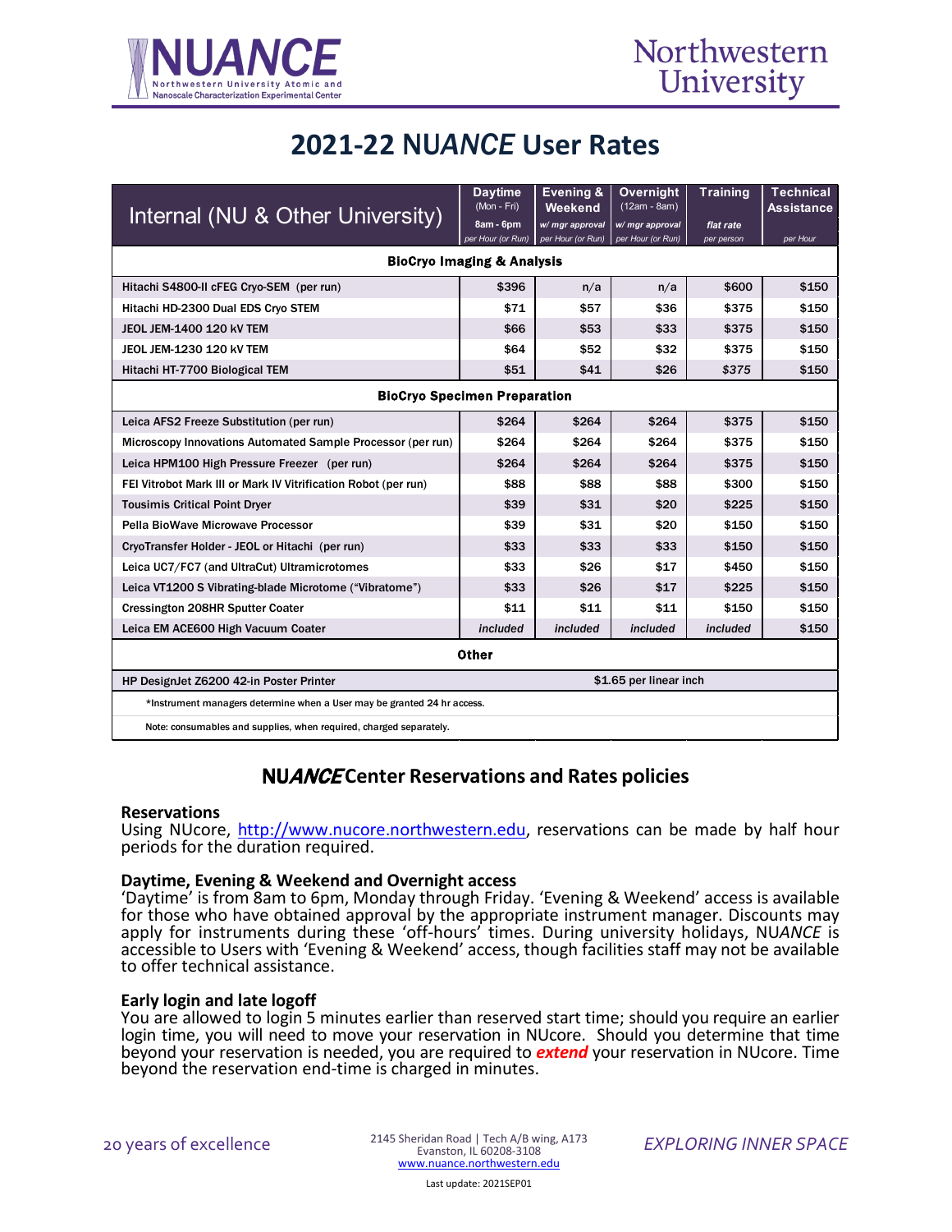# 2021-22 NU*ANCE* User Rates

| Internal (NU & Other University) | Daytime (Mon - Fri) 8am - 6pm per Hour (or Run) | Evening & Weekend w/ mgr approval per Hour (or Run) | Overnight (12am - 8am) w/ mgr approval per Hour (or Run) | Training flat rate per person | Technical Assistance per Hour |
|---|---|---|---|---|---|
| **BioCryo Imaging & Analysis** | | | | | |
| Hitachi S4800-II cFEG Cryo-SEM (per run) | $396 | n/a | n/a | $600 | $150 |
| Hitachi HD-2300 Dual EDS Cryo STEM | $71 | $57 | $36 | $375 | $150 |
| JEOL JEM-1400 120 kV TEM | $66 | $53 | $33 | $375 | $150 |
| JEOL JEM-1230 120 kV TEM | $64 | $52 | $32 | $375 | $150 |
| Hitachi HT-7700 Biological TEM | $51 | $41 | $26 | $375 | $150 |
| **BioCryo Specimen Preparation** | | | | | |
| Leica AFS2 Freeze Substitution (per run) | $264 | $264 | $264 | $375 | $150 |
| Microscopy Innovations Automated Sample Processor (per run) | $264 | $264 | $264 | $375 | $150 |
| Leica HPM100 High Pressure Freezer (per run) | $264 | $264 | $264 | $375 | $150 |
| FEI Vitrobot Mark III or Mark IV Vitrification Robot (per run) | $88 | $88 | $88 | $300 | $150 |
| Tousimis Critical Point Dryer | $39 | $31 | $20 | $225 | $150 |
| Pella BioWave Microwave Processor | $39 | $31 | $20 | $150 | $150 |
| CryoTransfer Holder - JEOL or Hitachi (per run) | $33 | $33 | $33 | $150 | $150 |
| Leica UC7/FC7 (and UltraCut) Ultramicrotomes | $33 | $26 | $17 | $450 | $150 |
| Leica VT1200 S Vibrating-blade Microtome ("Vibratome") | $33 | $26 | $17 | $225 | $150 |
| Cressington 208HR Sputter Coater | $11 | $11 | $11 | $150 | $150 |
| Leica EM ACE600 High Vacuum Coater | *included* | *included* | *included* | *included* | $150 |
| **Other** | | | | | |
| HP DesignJet Z6200 42-in Poster Printer | $1.65 per linear inch | | | | |

*Instrument managers determine when a User may be granted 24 hr access.

Note: consumables and supplies, when required, charged separately.

## NU*ANCE* Center Reservations and Rates policies

**Reservations**
Using NUcore, http://www.nucore.northwestern.edu, reservations can be made by half hour periods for the duration required.

**Daytime, Evening & Weekend and Overnight access**
'Daytime' is from 8am to 6pm, Monday through Friday. 'Evening & Weekend' access is available for those who have obtained approval by the appropriate instrument manager. Discounts may apply for instruments during these 'off-hours' times. During university holidays, NU*ANCE* is accessible to Users with 'Evening & Weekend' access, though facilities staff may not be available to offer technical assistance.

**Early login and late logoff**
You are allowed to login 5 minutes earlier than reserved start time; should you require an earlier login time, you will need to move your reservation in NUcore. Should you determine that time beyond your reservation is needed, you are required to ***extend*** your reservation in NUcore. Time beyond the reservation end-time is charged in minutes.

20 years of excellence

2145 Sheridan Road | Tech A/B wing, A173
Evanston, IL 60208-3108
www.nuance.northwestern.edu

*EXPLORING INNER SPACE*

Last update: 2021SEP01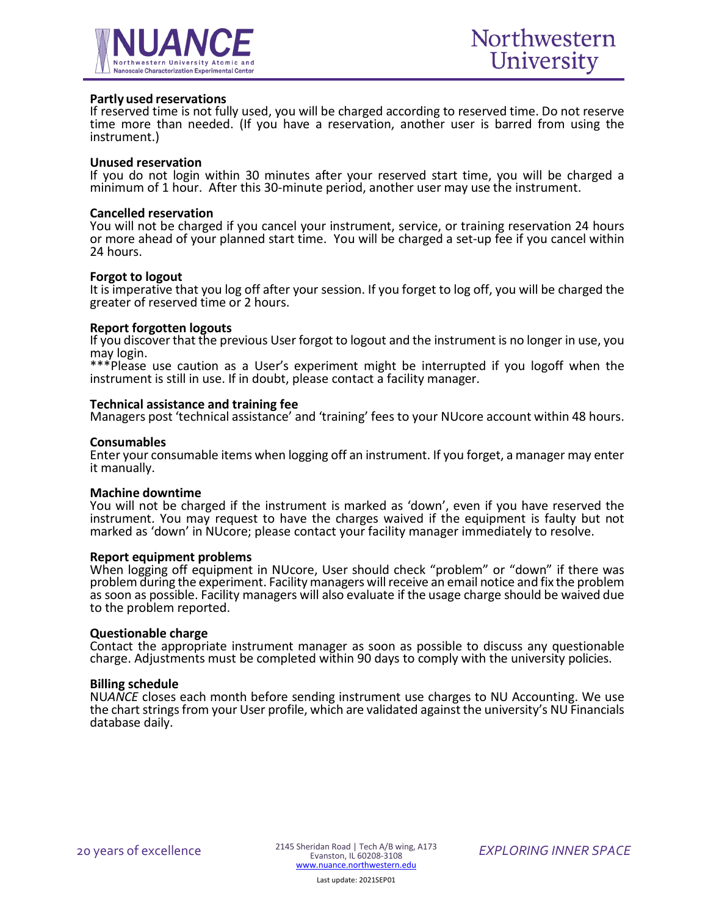**Partly used reservations**
If reserved time is not fully used, you will be charged according to reserved time. Do not reserve time more than needed. (If you have a reservation, another user is barred from using the instrument.)

**Unused reservation**
If you do not login within 30 minutes after your reserved start time, you will be charged a minimum of 1 hour. After this 30-minute period, another user may use the instrument.

**Cancelled reservation**
You will not be charged if you cancel your instrument, service, or training reservation 24 hours or more ahead of your planned start time. You will be charged a set-up fee if you cancel within 24 hours.

**Forgot to logout**
It is imperative that you log off after your session. If you forget to log off, you will be charged the greater of reserved time or 2 hours.

**Report forgotten logouts**
If you discover that the previous User forgot to logout and the instrument is no longer in use, you may login.
***Please use caution as a User's experiment might be interrupted if you logoff when the instrument is still in use. If in doubt, please contact a facility manager.

**Technical assistance and training fee**
Managers post 'technical assistance' and 'training' fees to your NUcore account within 48 hours.

**Consumables**
Enter your consumable items when logging off an instrument. If you forget, a manager may enter it manually.

**Machine downtime**
You will not be charged if the instrument is marked as 'down', even if you have reserved the instrument. You may request to have the charges waived if the equipment is faulty but not marked as 'down' in NUcore; please contact your facility manager immediately to resolve.

**Report equipment problems**
When logging off equipment in NUcore, User should check "problem" or "down" if there was problem during the experiment. Facility managers will receive an email notice and fix the problem as soon as possible. Facility managers will also evaluate if the usage charge should be waived due to the problem reported.

**Questionable charge**
Contact the appropriate instrument manager as soon as possible to discuss any questionable charge. Adjustments must be completed within 90 days to comply with the university policies.

**Billing schedule**
NU*ANCE* closes each month before sending instrument use charges to NU Accounting. We use the chart strings from your User profile, which are validated against the university's NU Financials database daily.